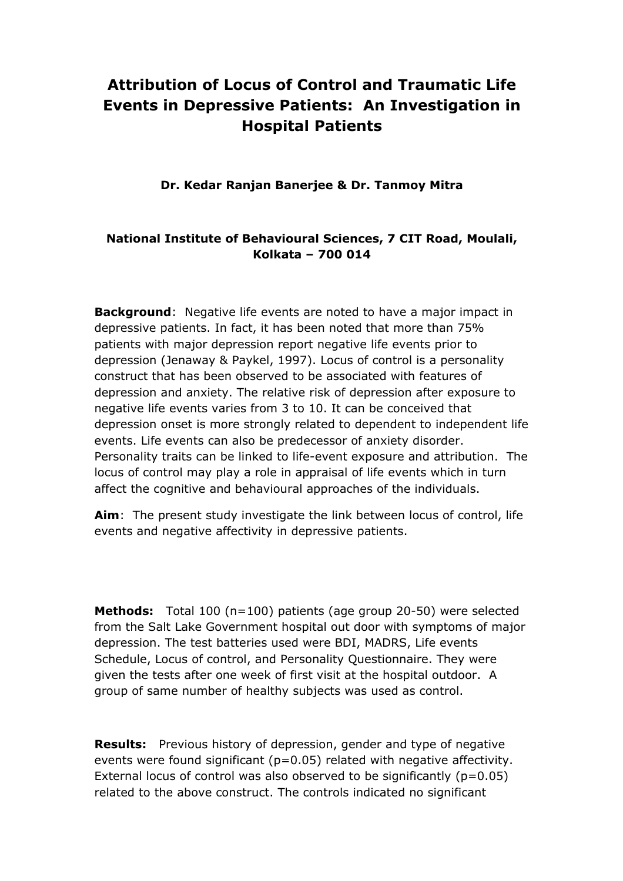# Attribution of Locus of Control and Traumatic Life Events in Depressive Patients: An Investigation in Hospital Patients

**Dr. Kedar Ranjan Banerjee & Dr. Tanmoy Mitra**

**National Institute of Behavioural Sciences, 7 CIT Road, Moulali, Kolkata – 700 014**

**Background**: Negative life events are noted to have a major impact in depressive patients. In fact, it has been noted that more than 75% patients with major depression report negative life events prior to depression (Jenaway & Paykel, 1997). Locus of control is a personality construct that has been observed to be associated with features of depression and anxiety. The relative risk of depression after exposure to negative life events varies from 3 to 10. It can be conceived that depression onset is more strongly related to dependent to independent life events. Life events can also be predecessor of anxiety disorder. Personality traits can be linked to life-event exposure and attribution. The locus of control may play a role in appraisal of life events which in turn affect the cognitive and behavioural approaches of the individuals.

**Aim**: The present study investigate the link between locus of control, life events and negative affectivity in depressive patients.

**Methods:** Total 100 (n=100) patients (age group 20-50) were selected from the Salt Lake Government hospital out door with symptoms of major depression. The test batteries used were BDI, MADRS, Life events Schedule, Locus of control, and Personality Questionnaire. They were given the tests after one week of first visit at the hospital outdoor. A group of same number of healthy subjects was used as control.

**Results:** Previous history of depression, gender and type of negative events were found significant ($p=0.05$) related with negative affectivity. External locus of control was also observed to be significantly ($p=0.05$) related to the above construct. The controls indicated no significant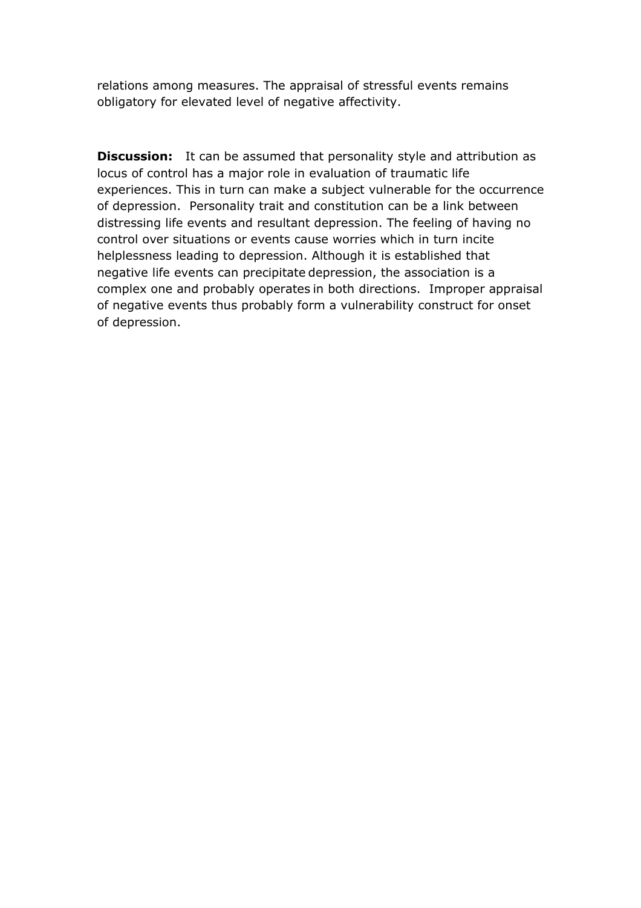relations among measures. The appraisal of stressful events remains obligatory for elevated level of negative affectivity.

**Discussion:** It can be assumed that personality style and attribution as locus of control has a major role in evaluation of traumatic life experiences. This in turn can make a subject vulnerable for the occurrence of depression. Personality trait and constitution can be a link between distressing life events and resultant depression. The feeling of having no control over situations or events cause worries which in turn incite helplessness leading to depression. Although it is established that negative life events can precipitate depression, the association is a complex one and probably operates in both directions. Improper appraisal of negative events thus probably form a vulnerability construct for onset of depression.